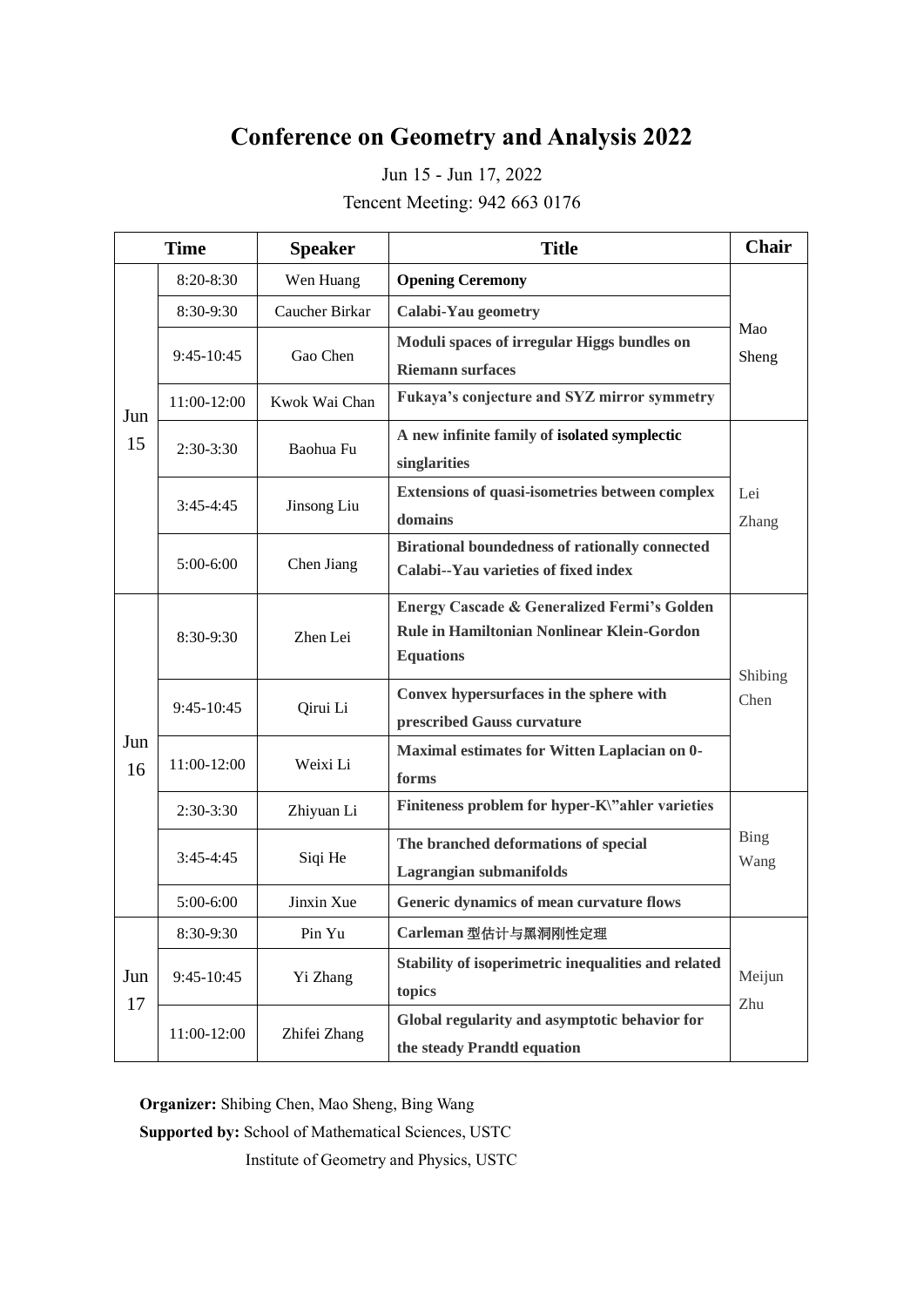# Conference on Geometry and Analysis 2022

Jun 15 - Jun 17, 2022

Tencent Meeting: 942 663 0176

| Time | | Speaker | Title | Chair |
|---|---|---|---|---|
| Jun 15 | 8:20-8:30 | Wen Huang | **Opening Ceremony** | Mao Sheng |
| | 8:30-9:30 | Caucher Birkar | **Calabi-Yau geometry** | |
| | 9:45-10:45 | Gao Chen | **Moduli spaces of irregular Higgs bundles on Riemann surfaces** | |
| | 11:00-12:00 | Kwok Wai Chan | **Fukaya's conjecture and SYZ mirror symmetry** | |
| | 2:30-3:30 | Baohua Fu | **A new infinite family of isolated symplectic singlarities** | Lei Zhang |
| | 3:45-4:45 | Jinsong Liu | **Extensions of quasi-isometries between complex domains** | |
| | 5:00-6:00 | Chen Jiang | **Birational boundedness of rationally connected Calabi--Yau varieties of fixed index** | |
| Jun 16 | 8:30-9:30 | Zhen Lei | **Energy Cascade & Generalized Fermi's Golden Rule in Hamiltonian Nonlinear Klein-Gordon Equations** | Shibing Chen |
| | 9:45-10:45 | Qirui Li | **Convex hypersurfaces in the sphere with prescribed Gauss curvature** | |
| | 11:00-12:00 | Weixi Li | **Maximal estimates for Witten Laplacian on 0-forms** | |
| | 2:30-3:30 | Zhiyuan Li | **Finiteness problem for hyper-K\"ahler varieties** | Bing Wang |
| | 3:45-4:45 | Siqi He | **The branched deformations of special Lagrangian submanifolds** | |
| | 5:00-6:00 | Jinxin Xue | **Generic dynamics of mean curvature flows** | |
| Jun 17 | 8:30-9:30 | Pin Yu | **Carleman 型估计与黑洞刚性定理** | Meijun Zhu |
| | 9:45-10:45 | Yi Zhang | **Stability of isoperimetric inequalities and related topics** | |
| | 11:00-12:00 | Zhifei Zhang | **Global regularity and asymptotic behavior for the steady Prandtl equation** | |

**Organizer:** Shibing Chen, Mao Sheng, Bing Wang

**Supported by:** School of Mathematical Sciences, USTC

Institute of Geometry and Physics, USTC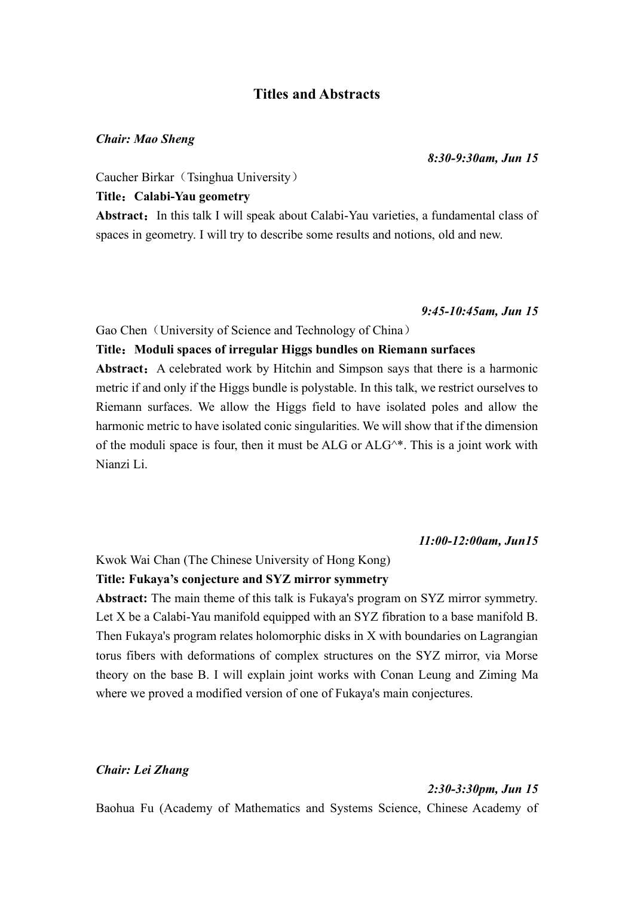# Titles and Abstracts

***Chair: Mao Sheng***

***8:30-9:30am, Jun 15***

Caucher Birkar（Tsinghua University）

**Title：Calabi-Yau geometry**

**Abstract：** In this talk I will speak about Calabi-Yau varieties, a fundamental class of spaces in geometry. I will try to describe some results and notions, old and new.

***9:45-10:45am, Jun 15***

Gao Chen（University of Science and Technology of China）

**Title：Moduli spaces of irregular Higgs bundles on Riemann surfaces**

**Abstract：** A celebrated work by Hitchin and Simpson says that there is a harmonic metric if and only if the Higgs bundle is polystable. In this talk, we restrict ourselves to Riemann surfaces. We allow the Higgs field to have isolated poles and allow the harmonic metric to have isolated conic singularities. We will show that if the dimension of the moduli space is four, then it must be ALG or ALG^*. This is a joint work with Nianzi Li.

***11:00-12:00am, Jun15***

Kwok Wai Chan (The Chinese University of Hong Kong)

**Title: Fukaya's conjecture and SYZ mirror symmetry**

**Abstract:** The main theme of this talk is Fukaya's program on SYZ mirror symmetry. Let X be a Calabi-Yau manifold equipped with an SYZ fibration to a base manifold B. Then Fukaya's program relates holomorphic disks in X with boundaries on Lagrangian torus fibers with deformations of complex structures on the SYZ mirror, via Morse theory on the base B. I will explain joint works with Conan Leung and Ziming Ma where we proved a modified version of one of Fukaya's main conjectures.

***Chair: Lei Zhang***

***2:30-3:30pm, Jun 15***

Baohua Fu (Academy of Mathematics and Systems Science, Chinese Academy of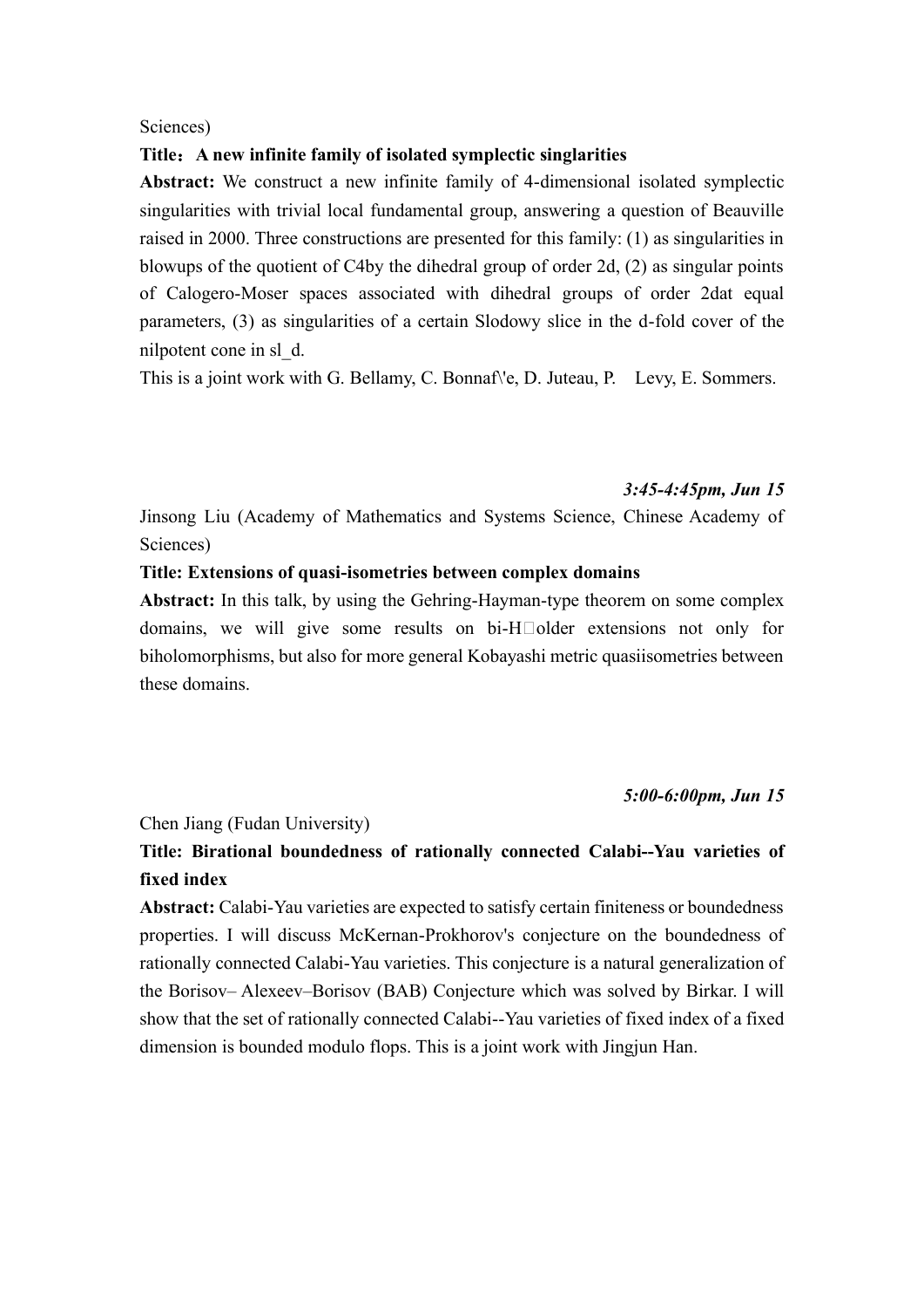Sciences)

**Title：A new infinite family of isolated symplectic singlarities**

**Abstract:** We construct a new infinite family of 4-dimensional isolated symplectic singularities with trivial local fundamental group, answering a question of Beauville raised in 2000. Three constructions are presented for this family: (1) as singularities in blowups of the quotient of C4by the dihedral group of order 2d, (2) as singular points of Calogero-Moser spaces associated with dihedral groups of order 2dat equal parameters, (3) as singularities of a certain Slodowy slice in the d-fold cover of the nilpotent cone in sl_d.

This is a joint work with G. Bellamy, C. Bonnaf\'e, D. Juteau, P. Levy, E. Sommers.

***3:45-4:45pm, Jun 15***

Jinsong Liu (Academy of Mathematics and Systems Science, Chinese Academy of Sciences)

**Title: Extensions of quasi-isometries between complex domains**

**Abstract:** In this talk, by using the Gehring-Hayman-type theorem on some complex domains, we will give some results on bi-H□older extensions not only for biholomorphisms, but also for more general Kobayashi metric quasiisometries between these domains.

***5:00-6:00pm, Jun 15***

Chen Jiang (Fudan University)

**Title: Birational boundedness of rationally connected Calabi--Yau varieties of fixed index**

**Abstract:** Calabi-Yau varieties are expected to satisfy certain finiteness or boundedness properties. I will discuss McKernan-Prokhorov's conjecture on the boundedness of rationally connected Calabi-Yau varieties. This conjecture is a natural generalization of the Borisov– Alexeev–Borisov (BAB) Conjecture which was solved by Birkar. I will show that the set of rationally connected Calabi--Yau varieties of fixed index of a fixed dimension is bounded modulo flops. This is a joint work with Jingjun Han.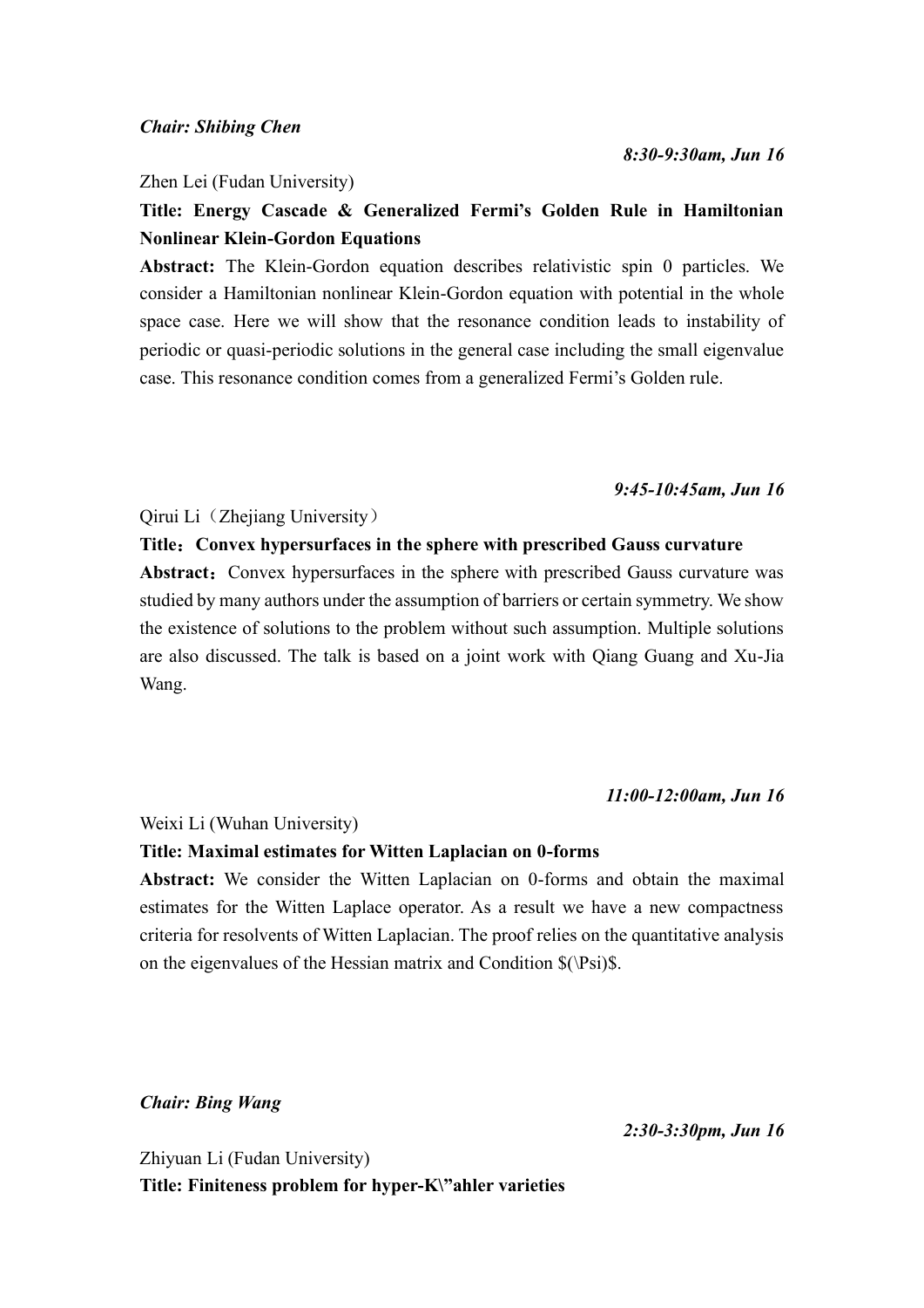*Chair: Shibing Chen*

*8:30-9:30am, Jun 16*

Zhen Lei (Fudan University)

**Title: Energy Cascade & Generalized Fermi's Golden Rule in Hamiltonian Nonlinear Klein-Gordon Equations**

**Abstract:** The Klein-Gordon equation describes relativistic spin 0 particles. We consider a Hamiltonian nonlinear Klein-Gordon equation with potential in the whole space case. Here we will show that the resonance condition leads to instability of periodic or quasi-periodic solutions in the general case including the small eigenvalue case. This resonance condition comes from a generalized Fermi's Golden rule.

*9:45-10:45am, Jun 16*

Qirui Li（Zhejiang University）

**Title：Convex hypersurfaces in the sphere with prescribed Gauss curvature**

**Abstract：**Convex hypersurfaces in the sphere with prescribed Gauss curvature was studied by many authors under the assumption of barriers or certain symmetry. We show the existence of solutions to the problem without such assumption. Multiple solutions are also discussed. The talk is based on a joint work with Qiang Guang and Xu-Jia Wang.

*11:00-12:00am, Jun 16*

Weixi Li (Wuhan University)

**Title: Maximal estimates for Witten Laplacian on 0-forms**

**Abstract:** We consider the Witten Laplacian on 0-forms and obtain the maximal estimates for the Witten Laplace operator. As a result we have a new compactness criteria for resolvents of Witten Laplacian. The proof relies on the quantitative analysis on the eigenvalues of the Hessian matrix and Condition $(\Psi)$.

*Chair: Bing Wang*

*2:30-3:30pm, Jun 16*

Zhiyuan Li (Fudan University)

**Title: Finiteness problem for hyper-Kähler varieties**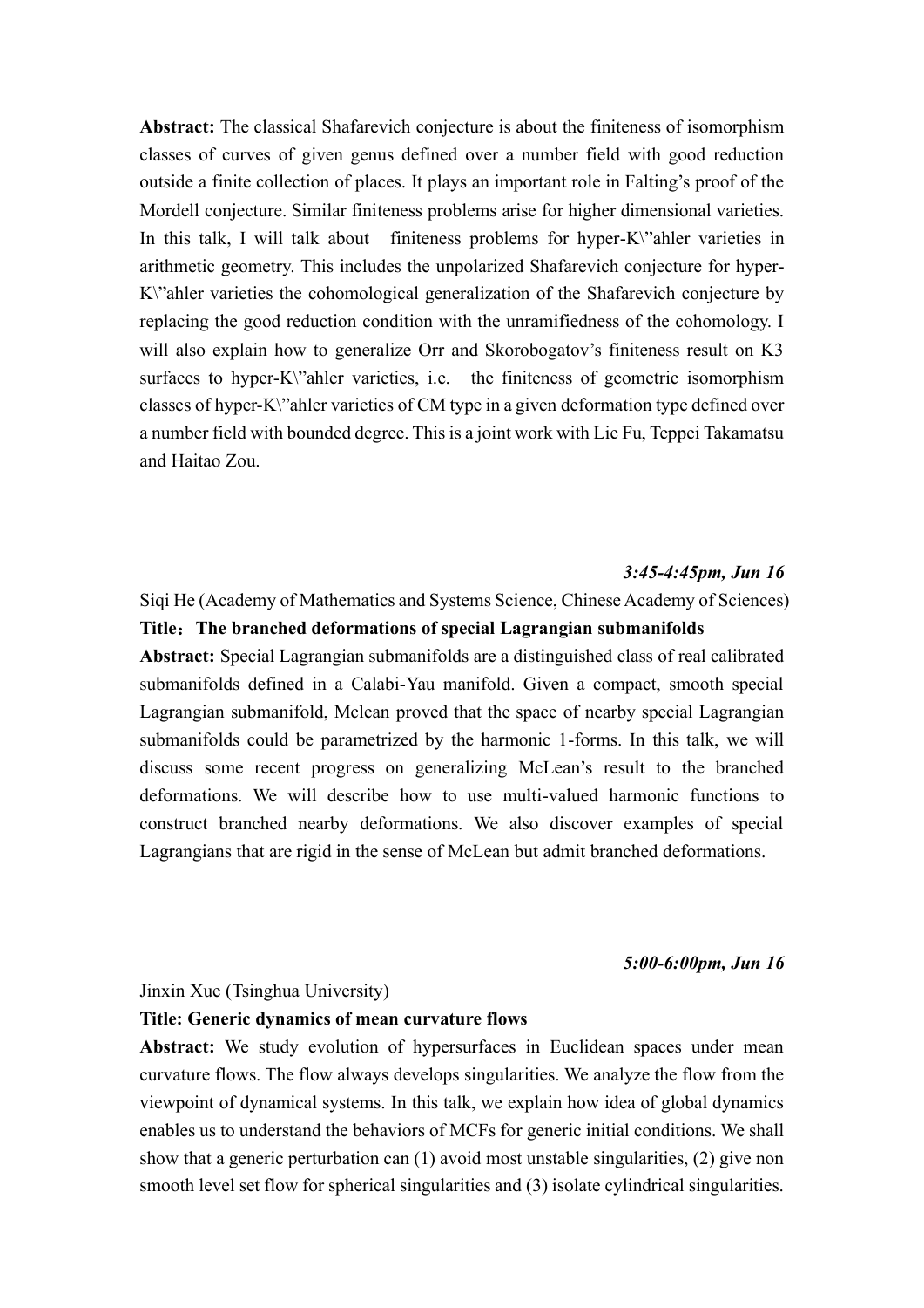**Abstract:** The classical Shafarevich conjecture is about the finiteness of isomorphism classes of curves of given genus defined over a number field with good reduction outside a finite collection of places. It plays an important role in Falting's proof of the Mordell conjecture. Similar finiteness problems arise for higher dimensional varieties. In this talk, I will talk about finiteness problems for hyper-K\"ahler varieties in arithmetic geometry. This includes the unpolarized Shafarevich conjecture for hyper-K\"ahler varieties the cohomological generalization of the Shafarevich conjecture by replacing the good reduction condition with the unramifiedness of the cohomology. I will also explain how to generalize Orr and Skorobogatov's finiteness result on K3 surfaces to hyper-K\"ahler varieties, i.e. the finiteness of geometric isomorphism classes of hyper-K\"ahler varieties of CM type in a given deformation type defined over a number field with bounded degree. This is a joint work with Lie Fu, Teppei Takamatsu and Haitao Zou.

***3:45-4:45pm, Jun 16***

Siqi He (Academy of Mathematics and Systems Science, Chinese Academy of Sciences)

**Title：The branched deformations of special Lagrangian submanifolds**

**Abstract:** Special Lagrangian submanifolds are a distinguished class of real calibrated submanifolds defined in a Calabi-Yau manifold. Given a compact, smooth special Lagrangian submanifold, Mclean proved that the space of nearby special Lagrangian submanifolds could be parametrized by the harmonic 1-forms. In this talk, we will discuss some recent progress on generalizing McLean's result to the branched deformations. We will describe how to use multi-valued harmonic functions to construct branched nearby deformations. We also discover examples of special Lagrangians that are rigid in the sense of McLean but admit branched deformations.

***5:00-6:00pm, Jun 16***

Jinxin Xue (Tsinghua University)

**Title: Generic dynamics of mean curvature flows**

**Abstract:** We study evolution of hypersurfaces in Euclidean spaces under mean curvature flows. The flow always develops singularities. We analyze the flow from the viewpoint of dynamical systems. In this talk, we explain how idea of global dynamics enables us to understand the behaviors of MCFs for generic initial conditions. We shall show that a generic perturbation can (1) avoid most unstable singularities, (2) give non smooth level set flow for spherical singularities and (3) isolate cylindrical singularities.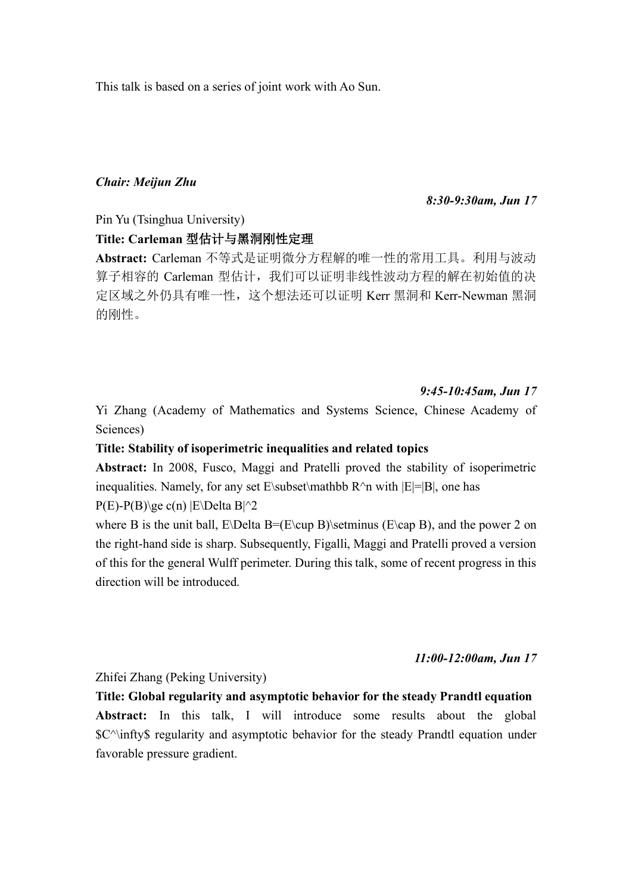This talk is based on a series of joint work with Ao Sun.

***Chair: Meijun Zhu***

***8:30-9:30am, Jun 17***

Pin Yu (Tsinghua University)

**Title: Carleman 型估计与黑洞刚性定理**

**Abstract:** Carleman 不等式是证明微分方程解的唯一性的常用工具。利用与波动算子相容的 Carleman 型估计，我们可以证明非线性波动方程的解在初始值的决定区域之外仍具有唯一性，这个想法还可以证明 Kerr 黑洞和 Kerr-Newman 黑洞的刚性。

***9:45-10:45am, Jun 17***

Yi Zhang (Academy of Mathematics and Systems Science, Chinese Academy of Sciences)

**Title: Stability of isoperimetric inequalities and related topics**

**Abstract:** In 2008, Fusco, Maggi and Pratelli proved the stability of isoperimetric inequalities. Namely, for any set $E\subset\mathbb R^n$ with $|E|=|B|$, one has

$P(E)-P(B)\ge c(n) |E\Delta B|^2$

where B is the unit ball, $E\Delta B=(E\cup B)\setminus (E\cap B)$, and the power 2 on the right-hand side is sharp. Subsequently, Figalli, Maggi and Pratelli proved a version of this for the general Wulff perimeter. During this talk, some of recent progress in this direction will be introduced.

***11:00-12:00am, Jun 17***

Zhifei Zhang (Peking University)

**Title: Global regularity and asymptotic behavior for the steady Prandtl equation**

**Abstract:** In this talk, I will introduce some results about the global $C^\infty$ regularity and asymptotic behavior for the steady Prandtl equation under favorable pressure gradient.